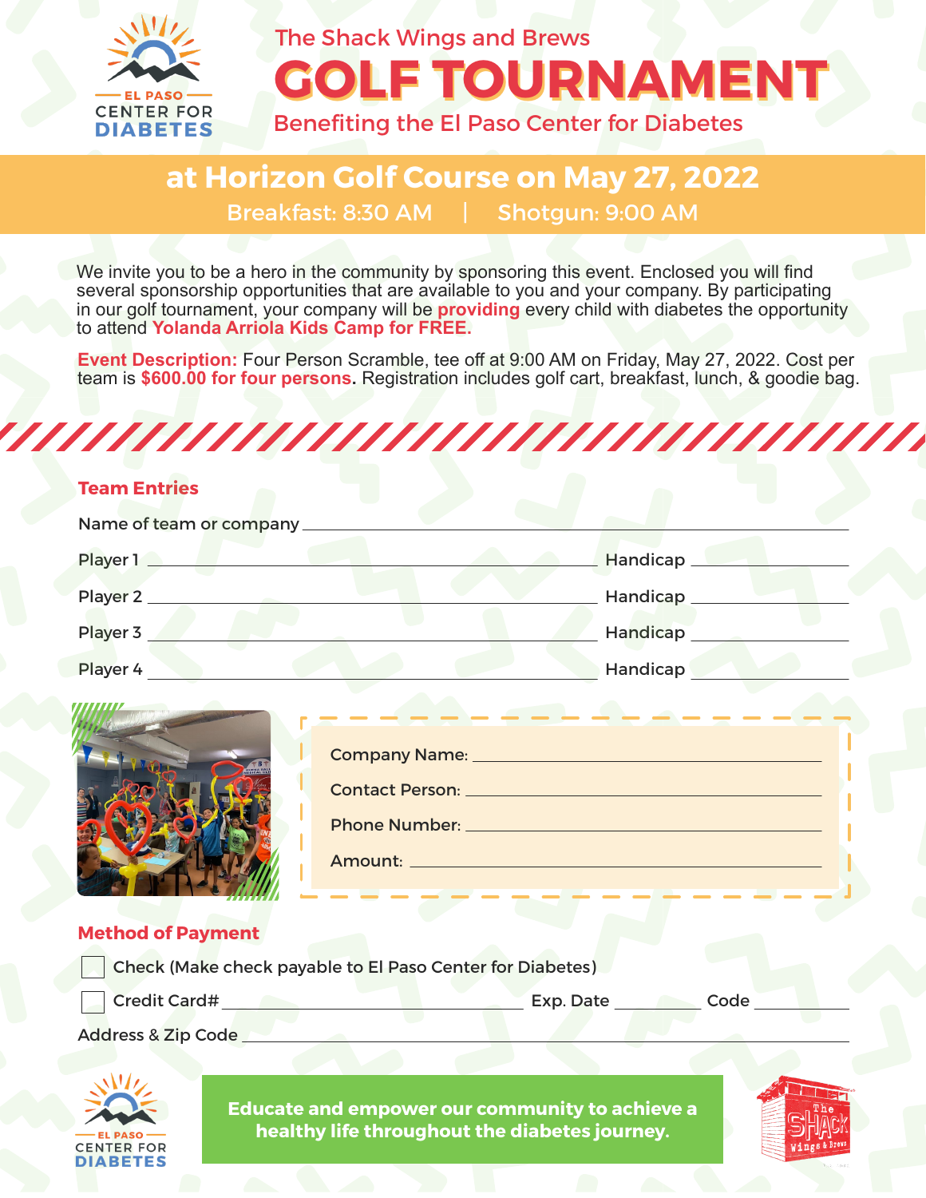EL PASO CENTER FOR DIABETES

The Shack Wings and Brews

# GOLF TOURNAMENT

Benefiting the El Paso Center for Diabetes

## at Horizon Golf Course on May 27, 2022

Breakfast: 8:30 AM | Shotgun: 9:00 AM

We invite you to be a hero in the community by sponsoring this event. Enclosed you will find several sponsorship opportunities that are available to you and your company. By participating in our golf tournament, your company will be **providing** every child with diabetes the opportunity to attend **Yolanda Arriola Kids Camp for FREE.**

**Event Description:** Four Person Scramble, tee off at 9:00 AM on Friday, May 27, 2022. Cost per team is **$600.00 for four persons.** Registration includes golf cart, breakfast, lunch, & goodie bag.

### Team Entries

Name of team or company ______________________________

Player 1 ______________________________ Handicap __________

Player 2 ______________________________ Handicap __________

Player 3 ______________________________ Handicap __________

Player 4 ______________________________ Handicap __________

Company Name: ______________________________

Contact Person: ______________________________

Phone Number: ______________________________

Amount: ______________________________

### Method of Payment

☐ Check (Make check payable to El Paso Center for Diabetes)

☐ Credit Card# ______________________________ Exp. Date __________ Code __________

Address & Zip Code ______________________________

EL PASO CENTER FOR DIABETES

**Educate and empower our community to achieve a healthy life throughout the diabetes journey.**

The Shack Wings & Brews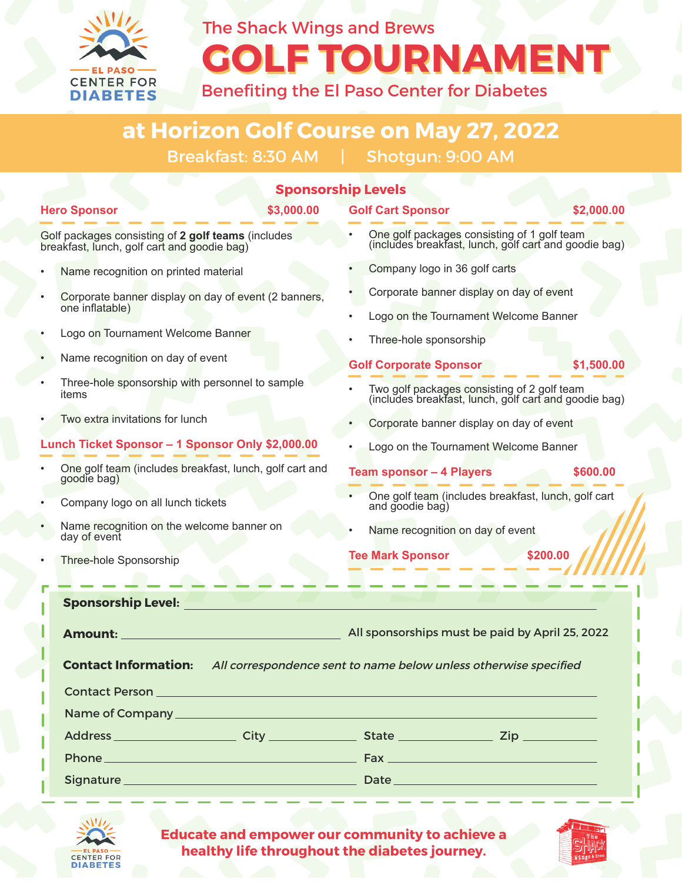EL PASO CENTER FOR DIABETES

The Shack Wings and Brews

# GOLF TOURNAMENT

Benefiting the El Paso Center for Diabetes

## at Horizon Golf Course on May 27, 2022

Breakfast: 8:30 AM | Shotgun: 9:00 AM

## Sponsorship Levels

### Hero Sponsor $3,000.00

Golf packages consisting of **2 golf teams** (includes breakfast, lunch, golf cart and goodie bag)

- Name recognition on printed material
- Corporate banner display on day of event (2 banners, one inflatable)
- Logo on Tournament Welcome Banner
- Name recognition on day of event
- Three-hole sponsorship with personnel to sample items
- Two extra invitations for lunch

### Lunch Ticket Sponsor – 1 Sponsor Only $2,000.00

- One golf team (includes breakfast, lunch, golf cart and goodie bag)
- Company logo on all lunch tickets
- Name recognition on the welcome banner on day of event
- Three-hole Sponsorship

### Golf Cart Sponsor $2,000.00

- One golf packages consisting of 1 golf team (includes breakfast, lunch, golf cart and goodie bag)
- Company logo in 36 golf carts
- Corporate banner display on day of event
- Logo on the Tournament Welcome Banner
- Three-hole sponsorship

### Golf Corporate Sponsor $1,500.00

- Two golf packages consisting of 2 golf team (includes breakfast, lunch, golf cart and goodie bag)
- Corporate banner display on day of event
- Logo on the Tournament Welcome Banner

### Team sponsor – 4 Players $600.00

- One golf team (includes breakfast, lunch, golf cart and goodie bag)
- Name recognition on day of event

### Tee Mark Sponsor $200.00

**Sponsorship Level:** ____________________

**Amount:** ____________________ All sponsorships must be paid by April 25, 2022

**Contact Information:** *All correspondence sent to name below unless otherwise specified*

Contact Person ____________________

Name of Company ____________________

Address __________ City __________ State __________ Zip __________

Phone ____________________ Fax ____________________

Signature ____________________ Date ____________________

EL PASO CENTER FOR DIABETES

**Educate and empower our community to achieve a healthy life throughout the diabetes journey.**

The Shack Wings & Brews